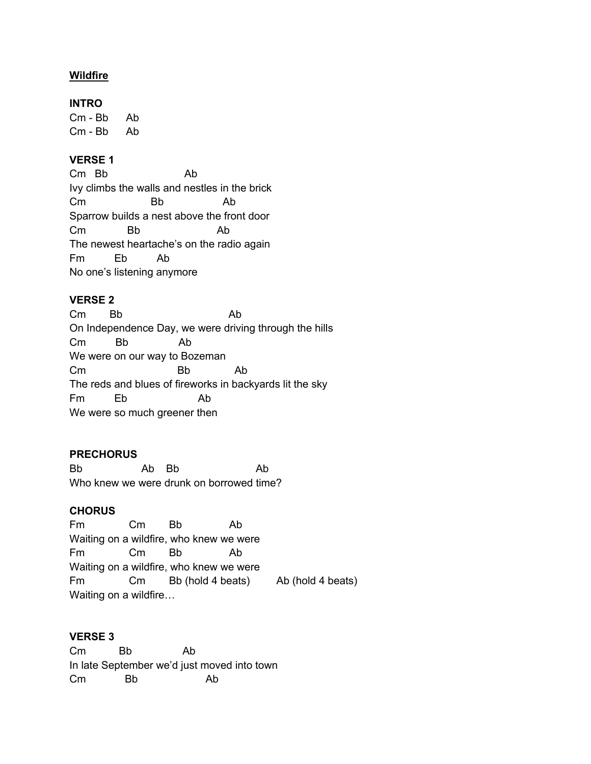**Wildfire**

**INTRO**

```
Cm - Bb      Ab
Cm - Bb      Ab
```

**VERSE 1**

```
Cm   Bb                      Ab
Ivy climbs the walls and nestles in the brick
Cm                    Bb                  Ab
Sparrow builds a nest above the front door
Cm              Bb                        Ab
The newest heartache's on the radio again
Fm          Eb          Ab
No one's listening anymore
```

**VERSE 2**

```
Cm        Bb                              Ab
On Independence Day, we were driving through the hills
Cm          Bb                Ab
We were on our way to Bozeman
Cm                            Bb              Ab
The reds and blues of fireworks in backyards lit the sky
Fm          Eb                      Ab
We were so much greener then
```

**PRECHORUS**

```
Bb                  Ab    Bb                        Ab
Who knew we were drunk on borrowed time?
```

**CHORUS**

```
Fm              Cm        Bb              Ab
Waiting on a wildfire, who knew we were
Fm              Cm        Bb              Ab
Waiting on a wildfire, who knew we were
Fm              Cm        Bb (hold 4 beats)        Ab (hold 4 beats)
Waiting on a wildfire…
```

**VERSE 3**

```
Cm          Bb                Ab
In late September we'd just moved into town
Cm              Bb                    Ab
```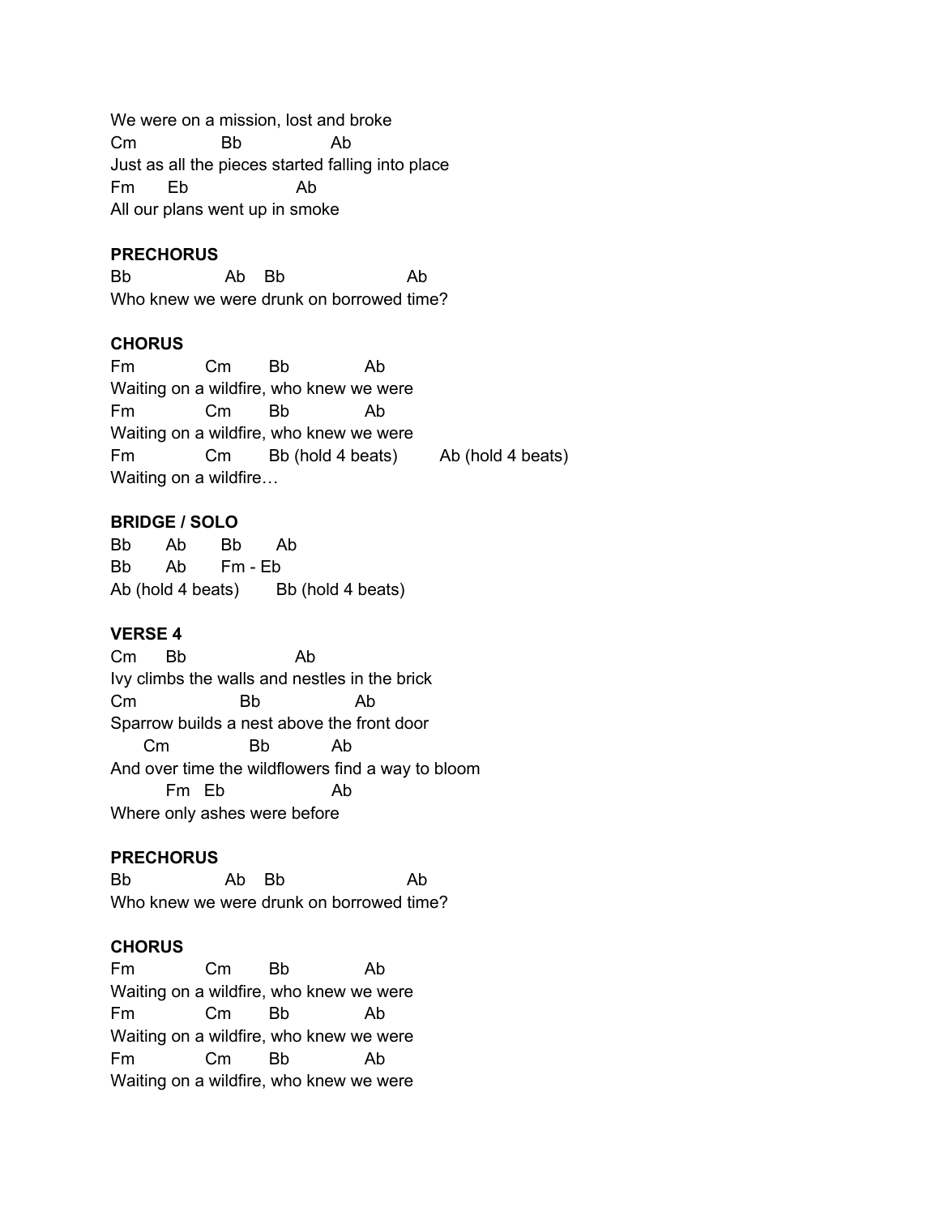```
We were on a mission, lost and broke
Cm                Bb                Ab
Just as all the pieces started falling into place
Fm       Eb                    Ab
All our plans went up in smoke
```

**PRECHORUS**

```
Bb                  Ab    Bb                       Ab
Who knew we were drunk on borrowed time?
```

**CHORUS**

```
Fm             Cm        Bb              Ab
Waiting on a wildfire, who knew we were
Fm             Cm        Bb              Ab
Waiting on a wildfire, who knew we were
Fm             Cm        Bb (hold 4 beats)        Ab (hold 4 beats)
Waiting on a wildfire…
```

**BRIDGE / SOLO**

```
Bb       Ab       Bb       Ab
Bb       Ab       Fm - Eb
Ab (hold 4 beats)       Bb (hold 4 beats)
```

**VERSE 4**

```
Cm      Bb                    Ab
Ivy climbs the walls and nestles in the brick
Cm                   Bb                  Ab
Sparrow builds a nest above the front door
      Cm               Bb            Ab
And over time the wildflowers find a way to bloom
          Fm   Eb                     Ab
Where only ashes were before
```

**PRECHORUS**

```
Bb                  Ab    Bb                       Ab
Who knew we were drunk on borrowed time?
```

**CHORUS**

```
Fm             Cm        Bb              Ab
Waiting on a wildfire, who knew we were
Fm             Cm        Bb              Ab
Waiting on a wildfire, who knew we were
Fm             Cm        Bb              Ab
Waiting on a wildfire, who knew we were
```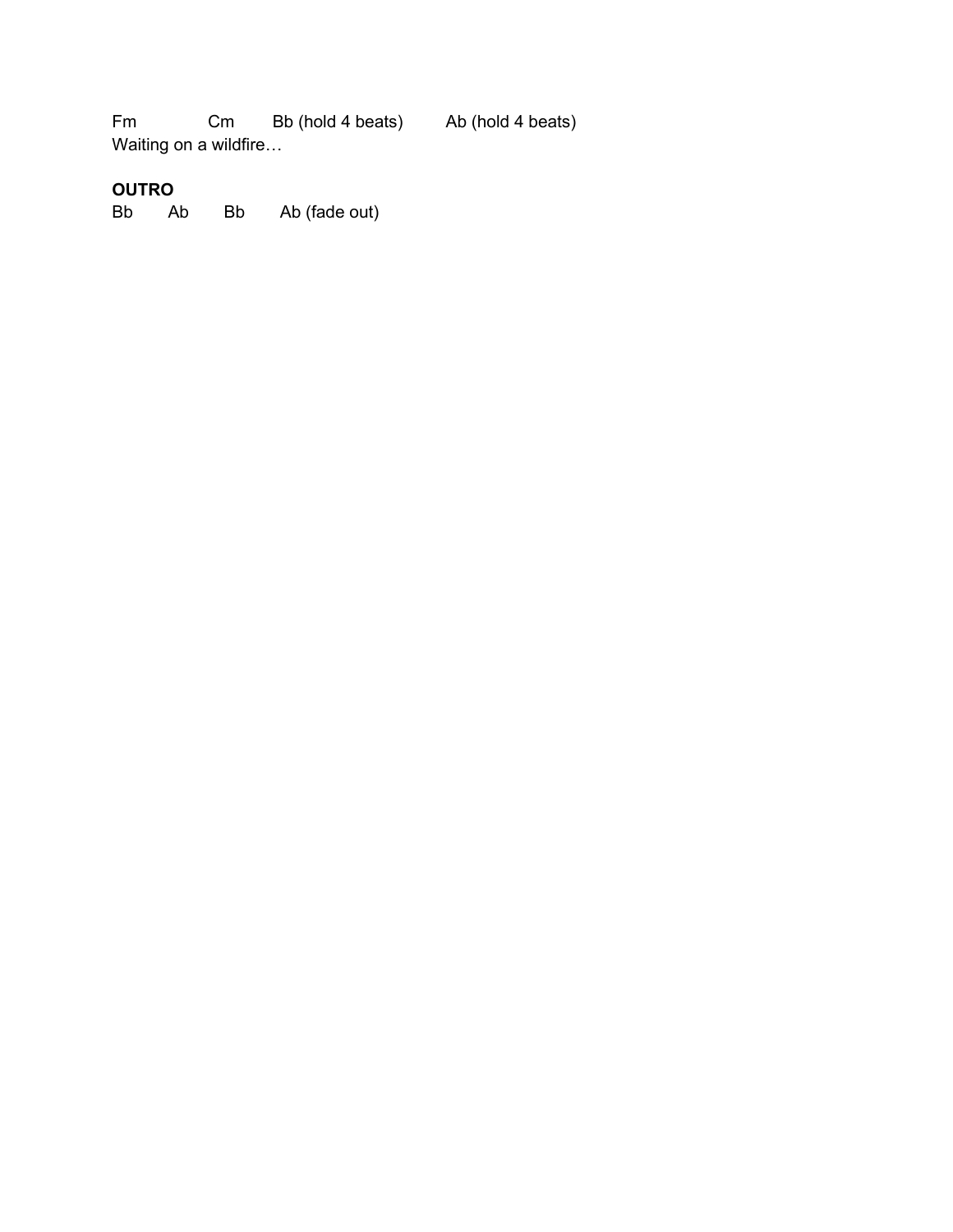```
Fm              Cm        Bb (hold 4 beats)         Ab (hold 4 beats)
Waiting on a wildfire…
```

**OUTRO**

```
Bb       Ab       Bb       Ab (fade out)
```